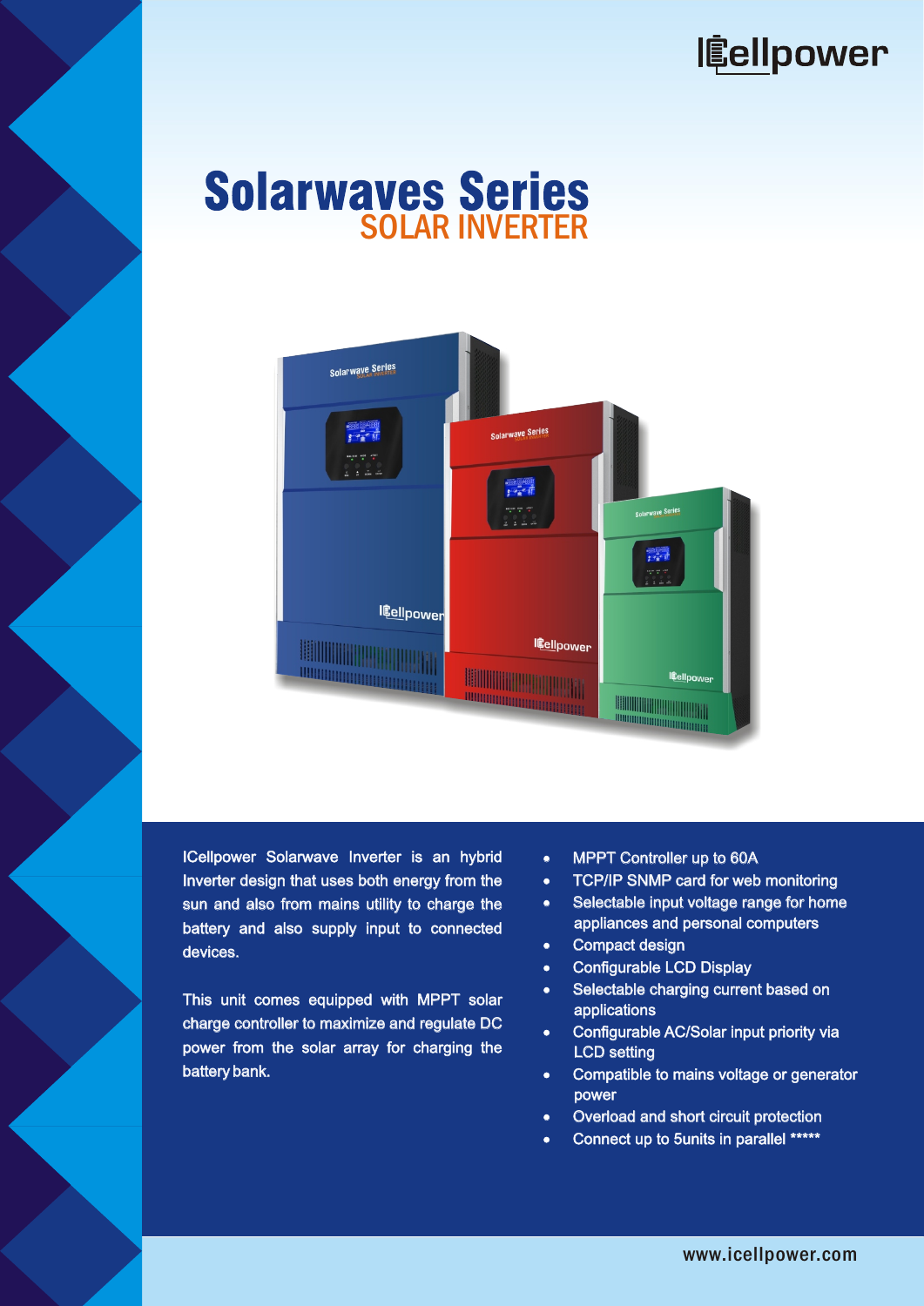ICellpower

# Solarwaves Series

## SOLAR INVERTER

ICellpower Solarwave Inverter is an hybrid Inverter design that uses both energy from the sun and also from mains utility to charge the battery and also supply input to connected devices.

This unit comes equipped with MPPT solar charge controller to maximize and regulate DC power from the solar array for charging the battery bank.

- MPPT Controller up to 60A
- TCP/IP SNMP card for web monitoring
- Selectable input voltage range for home appliances and personal computers
- Compact design
- Configurable LCD Display
- Selectable charging current based on applications
- Configurable AC/Solar input priority via LCD setting
- Compatible to mains voltage or generator power
- Overload and short circuit protection
- Connect up to 5units in parallel *****

www.icellpower.com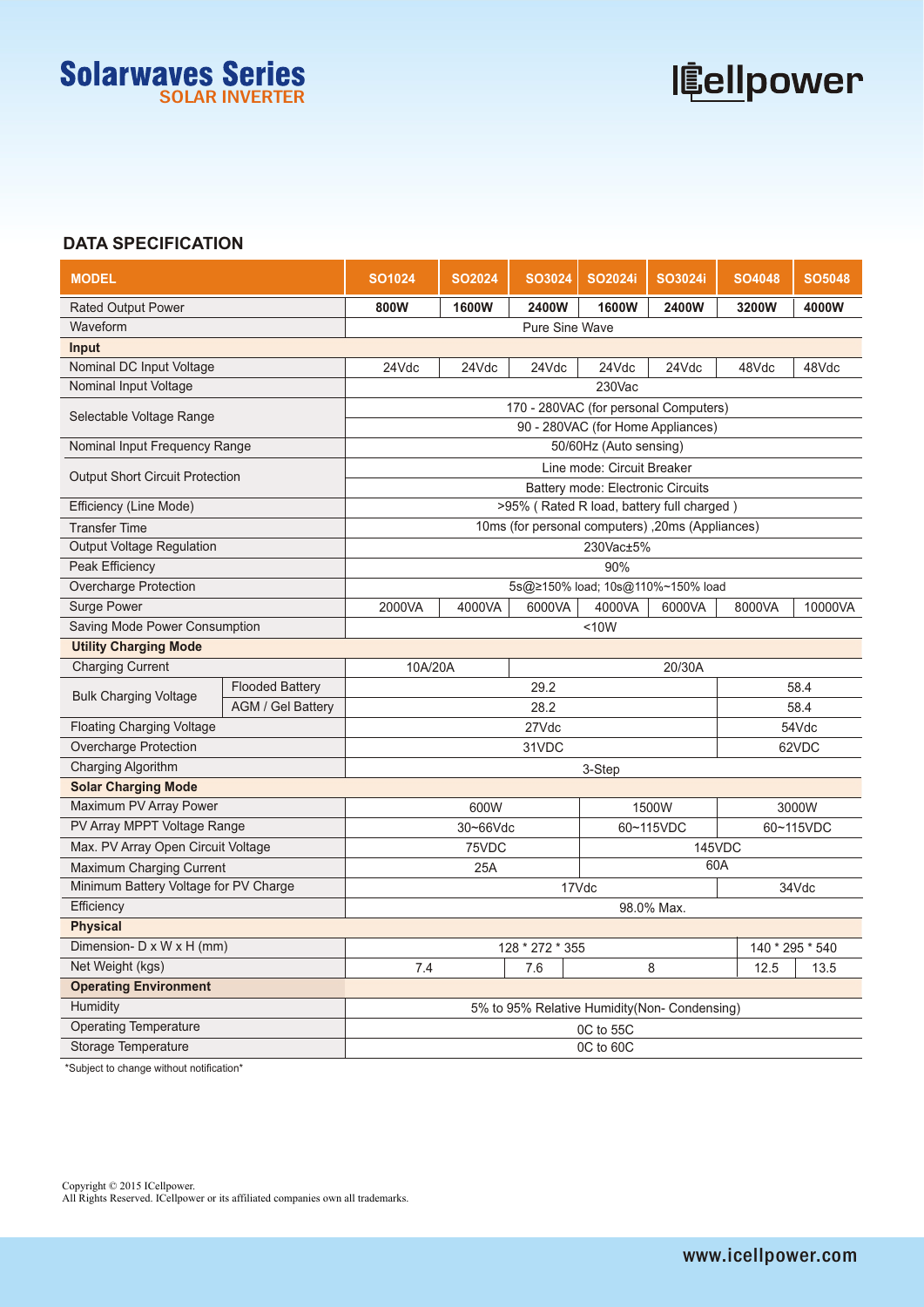# Solarwaves Series
## SOLAR INVERTER

Icellpower

## DATA SPECIFICATION

| MODEL | | SO1024 | SO2024 | SO3024 | SO2024i | SO3024i | SO4048 | SO5048 |
|---|---|---|---|---|---|---|---|---|
| Rated Output Power | | **800W** | **1600W** | **2400W** | **1600W** | **2400W** | **3200W** | **4000W** |
| Waveform | | Pure Sine Wave | | | | | | |
| **Input** | | | | | | | | |
| Nominal DC Input Voltage | | 24Vdc | 24Vdc | 24Vdc | 24Vdc | 24Vdc | 48Vdc | 48Vdc |
| Nominal Input Voltage | | 230Vac | | | | | | |
| Selectable Voltage Range | | 170 - 280VAC (for personal Computers) | | | | | | |
| | | 90 - 280VAC (for Home Appliances) | | | | | | |
| Nominal Input Frequency Range | | 50/60Hz (Auto sensing) | | | | | | |
| Output Short Circuit Protection | | Line mode: Circuit Breaker | | | | | | |
| | | Battery mode: Electronic Circuits | | | | | | |
| Efficiency (Line Mode) | | >95% ( Rated R load, battery full charged ) | | | | | | |
| Transfer Time | | 10ms (for personal computers) ,20ms (Appliances) | | | | | | |
| Output Voltage Regulation | | 230Vac±5% | | | | | | |
| Peak Efficiency | | 90% | | | | | | |
| Overcharge Protection | | 5s@≥150% load; 10s@110%~150% load | | | | | | |
| Surge Power | | 2000VA | 4000VA | 6000VA | 4000VA | 6000VA | 8000VA | 10000VA |
| Saving Mode Power Consumption | | <10W | | | | | | |
| **Utility Charging Mode** | | | | | | | | |
| Charging Current | | 10A/20A | | 20/30A | | | | |
| Bulk Charging Voltage | Flooded Battery | 29.2 | | | | | 58.4 | |
| | AGM / Gel Battery | 28.2 | | | | | 58.4 | |
| Floating Charging Voltage | | 27Vdc | | | | | 54Vdc | |
| Overcharge Protection | | 31VDC | | | | | 62VDC | |
| Charging Algorithm | | 3-Step | | | | | | |
| **Solar Charging Mode** | | | | | | | | |
| Maximum PV Array Power | | 600W | | | 1500W | | 3000W | |
| PV Array MPPT Voltage Range | | 30~66Vdc | | | 60~115VDC | | 60~115VDC | |
| Max. PV Array Open Circuit Voltage | | 75VDC | | | 145VDC | | | |
| Maximum Charging Current | | 25A | | | 60A | | | |
| Minimum Battery Voltage for PV Charge | | 17Vdc | | | | | 34Vdc | |
| Efficiency | | 98.0% Max. | | | | | | |
| **Physical** | | | | | | | | |
| Dimension- D x W x H (mm) | | 128 * 272 * 355 | | | | | 140 * 295 * 540 | |
| Net Weight (kgs) | | 7.4 | | 7.6 | 8 | | 12.5 | 13.5 |
| **Operating Environment** | | | | | | | | |
| Humidity | | 5% to 95% Relative Humidity(Non- Condensing) | | | | | | |
| Operating Temperature | | 0C to 55C | | | | | | |
| Storage Temperature | | 0C to 60C | | | | | | |

*Subject to change without notification*

Copyright © 2015 ICellpower.
All Rights Reserved. ICellpower or its affiliated companies own all trademarks.

www.icellpower.com